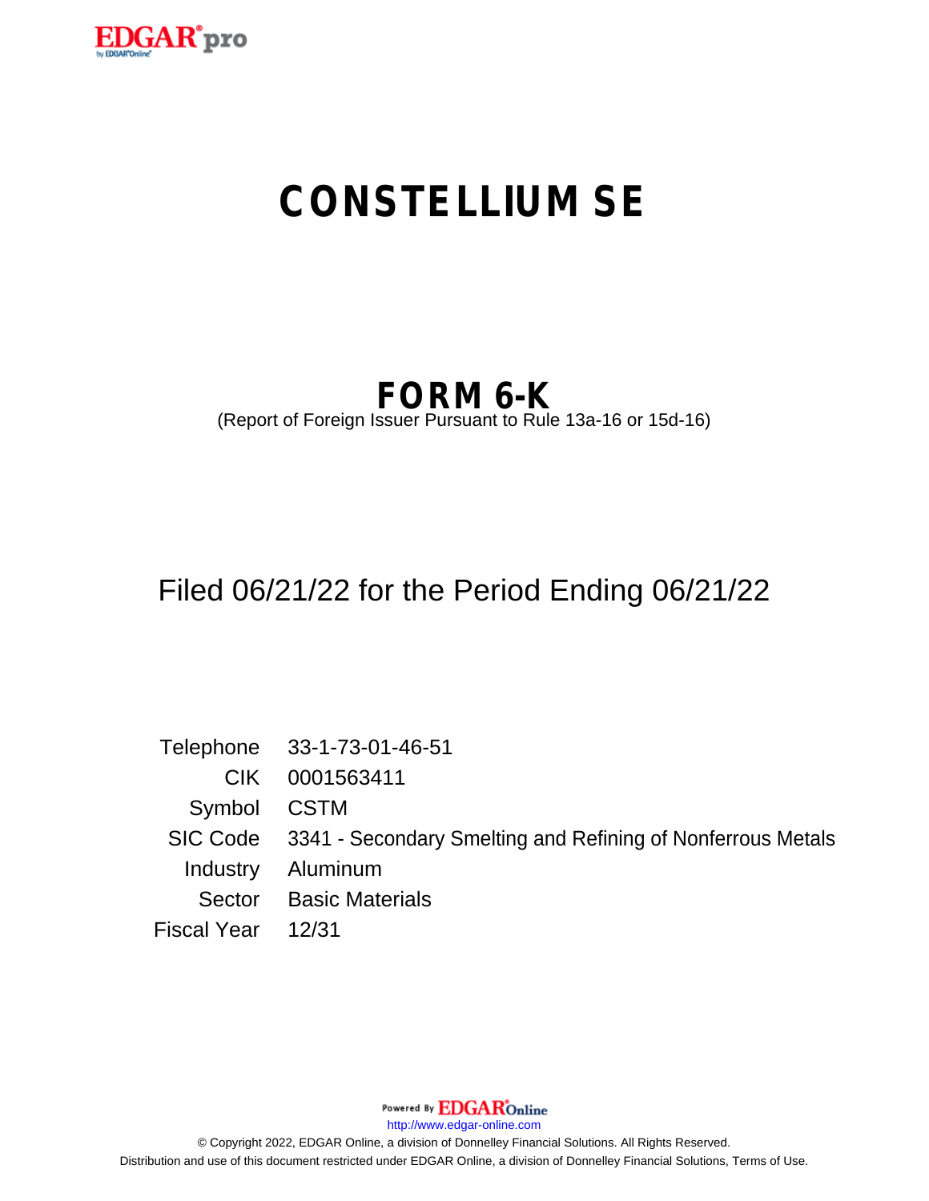# CONSTELLIUM SE

## FORM 6-K

(Report of Foreign Issuer Pursuant to Rule 13a-16 or 15d-16)

Filed 06/21/22 for the Period Ending 06/21/22

| | |
|---|---|
| Telephone | 33-1-73-01-46-51 |
| CIK | 0001563411 |
| Symbol | CSTM |
| SIC Code | 3341 - Secondary Smelting and Refining of Nonferrous Metals |
| Industry | Aluminum |
| Sector | Basic Materials |
| Fiscal Year | 12/31 |

Powered By EDGAR Online

http://www.edgar-online.com

© Copyright 2022, EDGAR Online, a division of Donnelley Financial Solutions. All Rights Reserved.

Distribution and use of this document restricted under EDGAR Online, a division of Donnelley Financial Solutions, Terms of Use.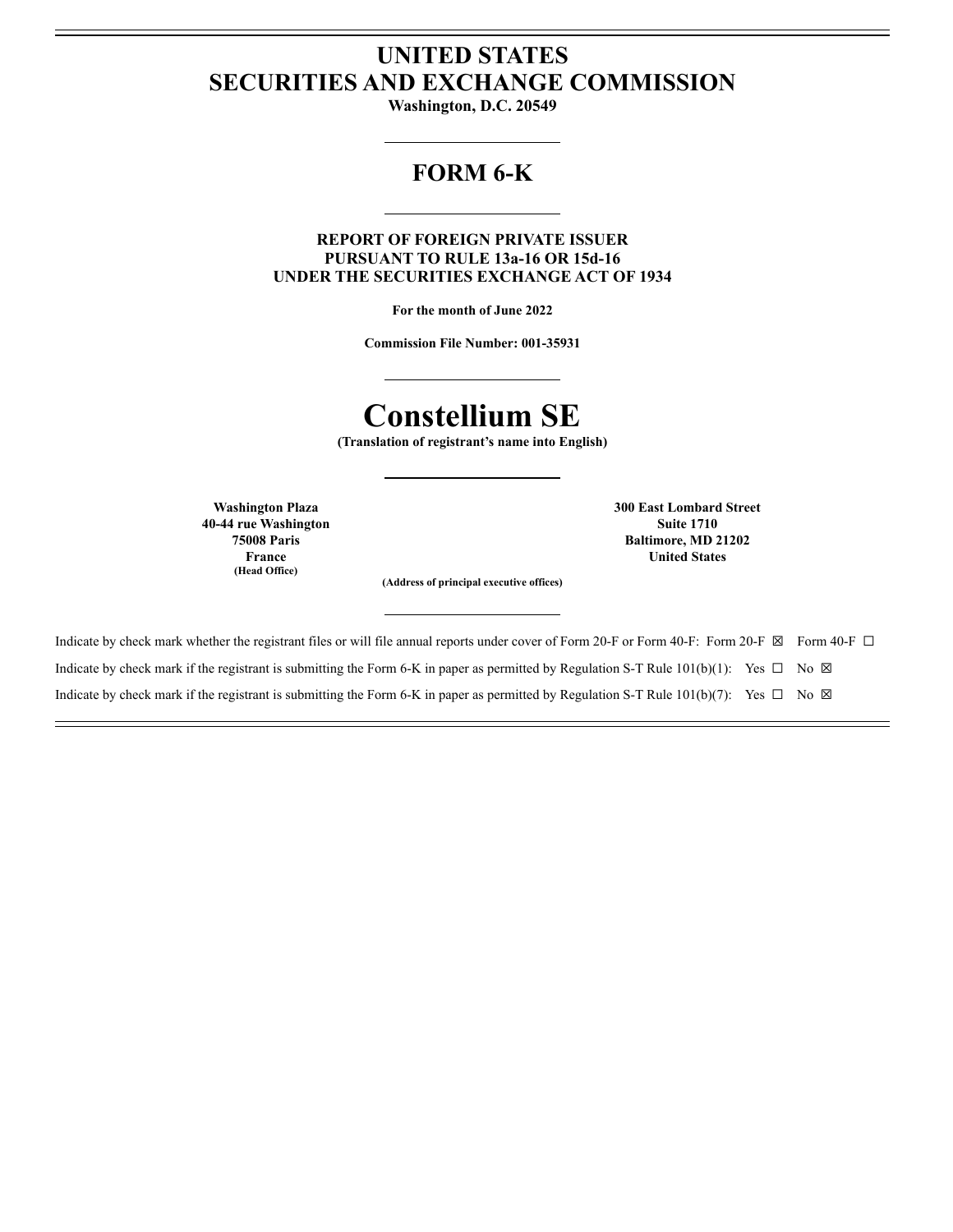# UNITED STATES
# SECURITIES AND EXCHANGE COMMISSION

**Washington, D.C. 20549**

## FORM 6-K

**REPORT OF FOREIGN PRIVATE ISSUER
PURSUANT TO RULE 13a-16 OR 15d-16
UNDER THE SECURITIES EXCHANGE ACT OF 1934**

**For the month of June 2022**

**Commission File Number: 001-35931**

# Constellium SE

**(Translation of registrant's name into English)**

**Washington Plaza
40-44 rue Washington
75008 Paris
France
(Head Office)**

**300 East Lombard Street
Suite 1710
Baltimore, MD 21202
United States**

**(Address of principal executive offices)**

Indicate by check mark whether the registrant files or will file annual reports under cover of Form 20-F or Form 40-F: Form 20-F ☒ Form 40-F ☐

Indicate by check mark if the registrant is submitting the Form 6-K in paper as permitted by Regulation S-T Rule 101(b)(1): Yes ☐ No ☒

Indicate by check mark if the registrant is submitting the Form 6-K in paper as permitted by Regulation S-T Rule 101(b)(7): Yes ☐ No ☒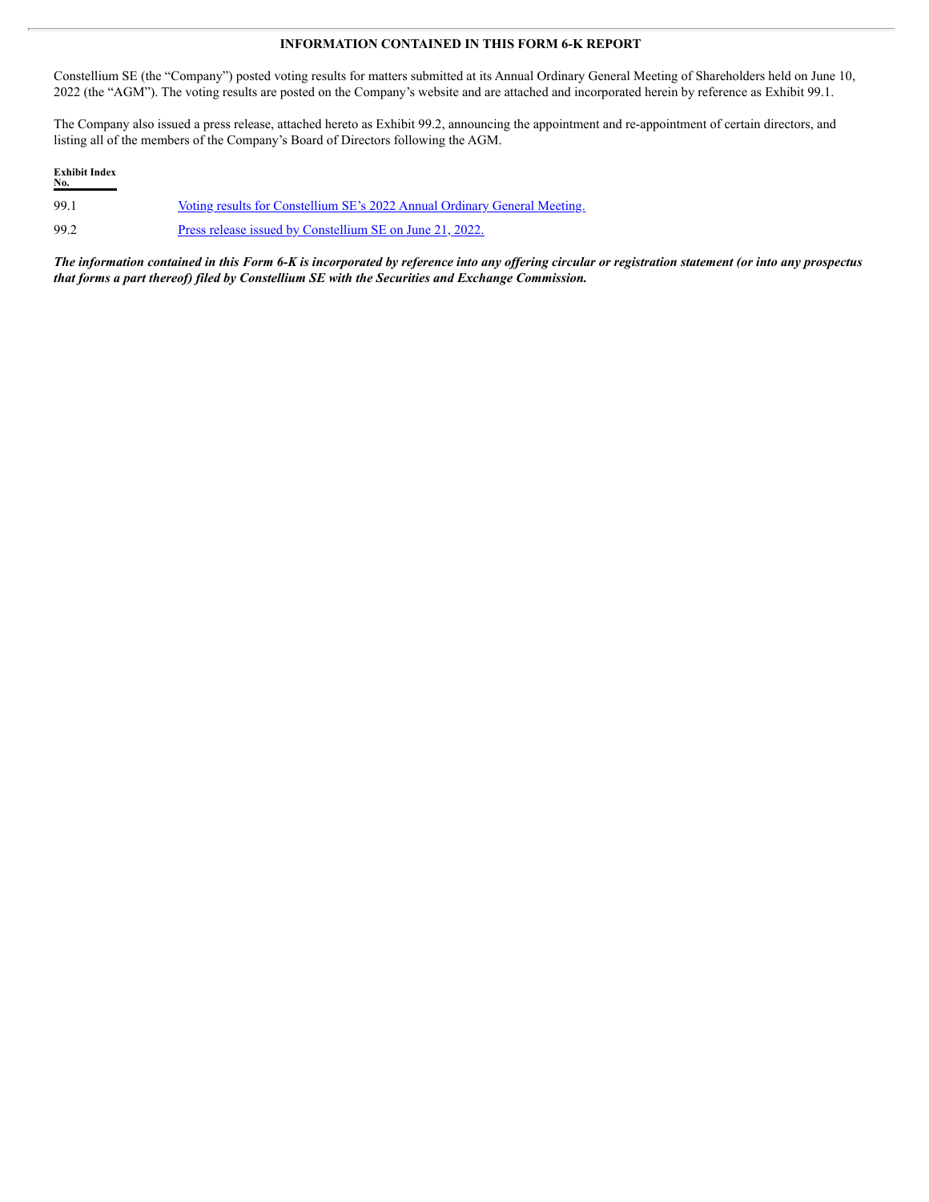**INFORMATION CONTAINED IN THIS FORM 6-K REPORT**

Constellium SE (the "Company") posted voting results for matters submitted at its Annual Ordinary General Meeting of Shareholders held on June 10, 2022 (the "AGM"). The voting results are posted on the Company's website and are attached and incorporated herein by reference as Exhibit 99.1.

The Company also issued a press release, attached hereto as Exhibit 99.2, announcing the appointment and re-appointment of certain directors, and listing all of the members of the Company's Board of Directors following the AGM.

| Exhibit Index No. | |
|---|---|
| 99.1 | Voting results for Constellium SE's 2022 Annual Ordinary General Meeting. |
| 99.2 | Press release issued by Constellium SE on June 21, 2022. |

***The information contained in this Form 6-K is incorporated by reference into any offering circular or registration statement (or into any prospectus that forms a part thereof) filed by Constellium SE with the Securities and Exchange Commission.***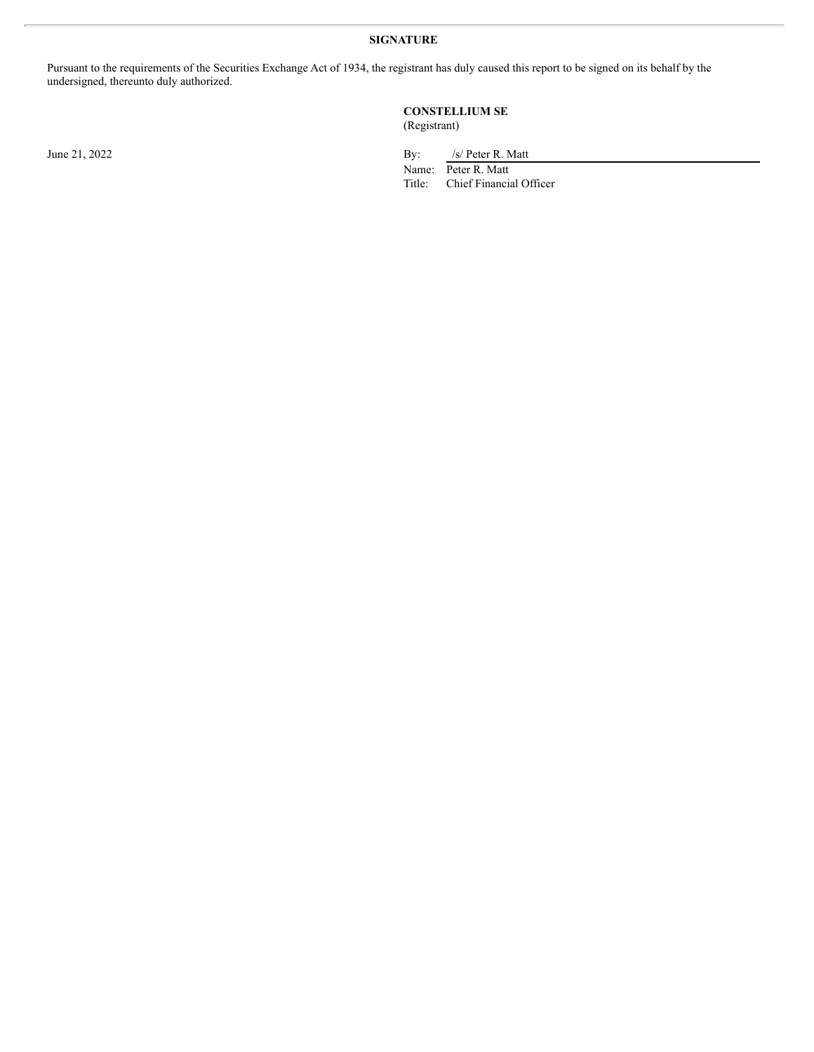**SIGNATURE**

Pursuant to the requirements of the Securities Exchange Act of 1934, the registrant has duly caused this report to be signed on its behalf by the undersigned, thereunto duly authorized.

**CONSTELLIUM SE**
(Registrant)

June 21, 2022

By: /s/ Peter R. Matt
Name: Peter R. Matt
Title: Chief Financial Officer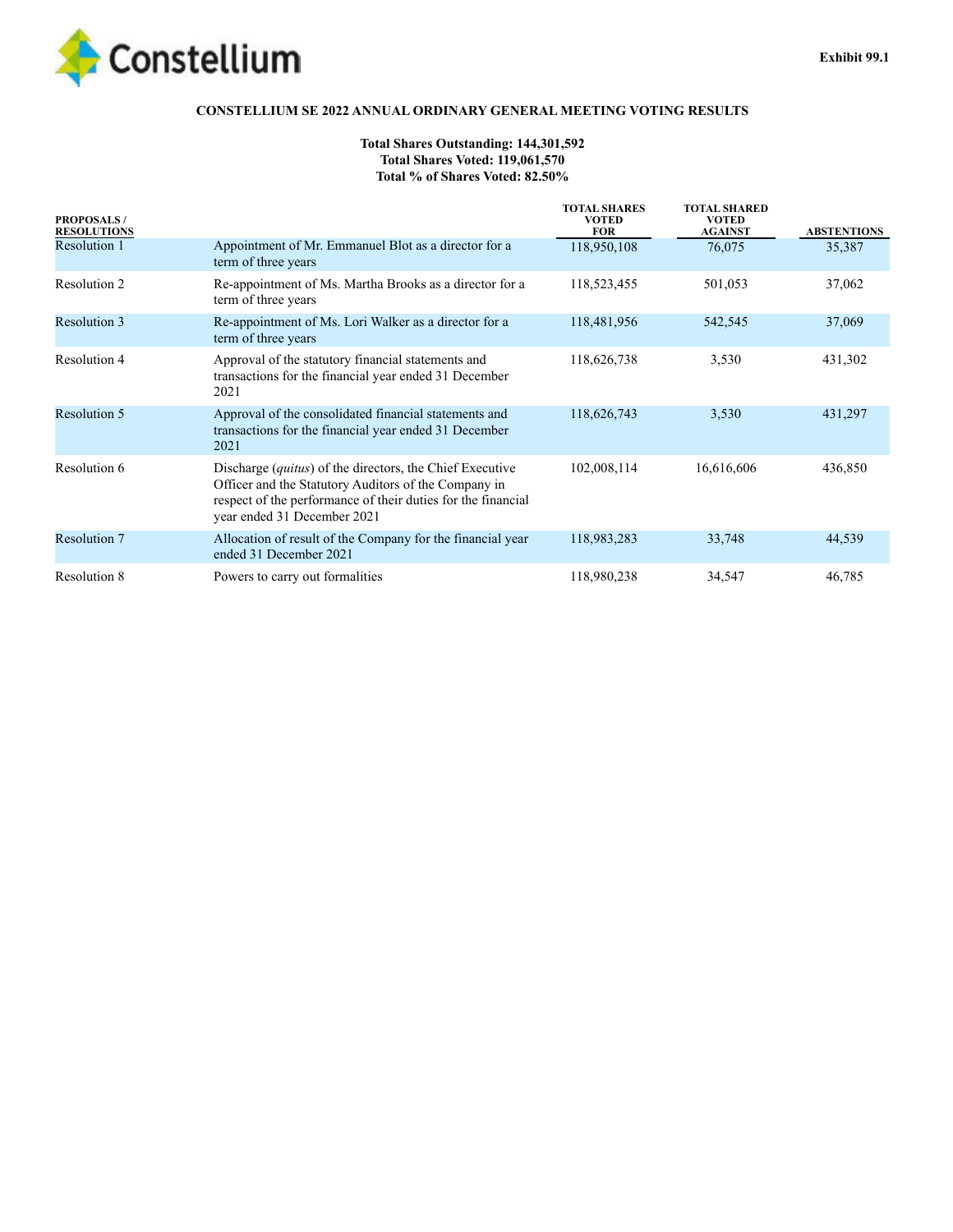Exhibit 99.1

**CONSTELLIUM SE 2022 ANNUAL ORDINARY GENERAL MEETING VOTING RESULTS**

**Total Shares Outstanding: 144,301,592**
**Total Shares Voted: 119,061,570**
**Total % of Shares Voted: 82.50%**

| PROPOSALS / RESOLUTIONS | | TOTAL SHARES VOTED FOR | TOTAL SHARED VOTED AGAINST | ABSTENTIONS |
|---|---|---|---|---|
| Resolution 1 | Appointment of Mr. Emmanuel Blot as a director for a term of three years | 118,950,108 | 76,075 | 35,387 |
| Resolution 2 | Re-appointment of Ms. Martha Brooks as a director for a term of three years | 118,523,455 | 501,053 | 37,062 |
| Resolution 3 | Re-appointment of Ms. Lori Walker as a director for a term of three years | 118,481,956 | 542,545 | 37,069 |
| Resolution 4 | Approval of the statutory financial statements and transactions for the financial year ended 31 December 2021 | 118,626,738 | 3,530 | 431,302 |
| Resolution 5 | Approval of the consolidated financial statements and transactions for the financial year ended 31 December 2021 | 118,626,743 | 3,530 | 431,297 |
| Resolution 6 | Discharge (*quitus*) of the directors, the Chief Executive Officer and the Statutory Auditors of the Company in respect of the performance of their duties for the financial year ended 31 December 2021 | 102,008,114 | 16,616,606 | 436,850 |
| Resolution 7 | Allocation of result of the Company for the financial year ended 31 December 2021 | 118,983,283 | 33,748 | 44,539 |
| Resolution 8 | Powers to carry out formalities | 118,980,238 | 34,547 | 46,785 |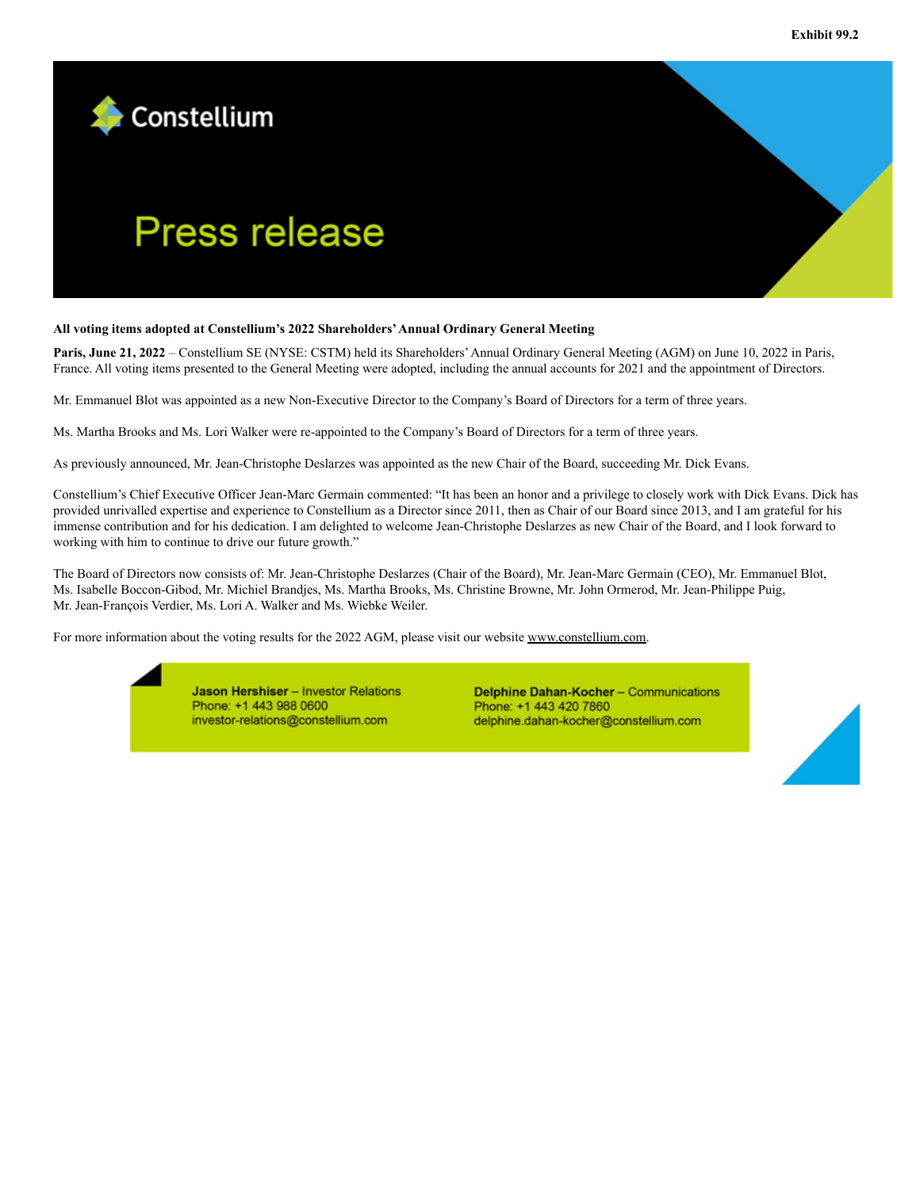Exhibit 99.2

Constellium

# Press release

**All voting items adopted at Constellium's 2022 Shareholders' Annual Ordinary General Meeting**

**Paris, June 21, 2022** – Constellium SE (NYSE: CSTM) held its Shareholders' Annual Ordinary General Meeting (AGM) on June 10, 2022 in Paris, France. All voting items presented to the General Meeting were adopted, including the annual accounts for 2021 and the appointment of Directors.

Mr. Emmanuel Blot was appointed as a new Non-Executive Director to the Company's Board of Directors for a term of three years.

Ms. Martha Brooks and Ms. Lori Walker were re-appointed to the Company's Board of Directors for a term of three years.

As previously announced, Mr. Jean-Christophe Deslarzes was appointed as the new Chair of the Board, succeeding Mr. Dick Evans.

Constellium's Chief Executive Officer Jean-Marc Germain commented: "It has been an honor and a privilege to closely work with Dick Evans. Dick has provided unrivalled expertise and experience to Constellium as a Director since 2011, then as Chair of our Board since 2013, and I am grateful for his immense contribution and for his dedication. I am delighted to welcome Jean-Christophe Deslarzes as new Chair of the Board, and I look forward to working with him to continue to drive our future growth."

The Board of Directors now consists of: Mr. Jean-Christophe Deslarzes (Chair of the Board), Mr. Jean-Marc Germain (CEO), Mr. Emmanuel Blot, Ms. Isabelle Boccon-Gibod, Mr. Michiel Brandjes, Ms. Martha Brooks, Ms. Christine Browne, Mr. John Ormerod, Mr. Jean-Philippe Puig, Mr. Jean-François Verdier, Ms. Lori A. Walker and Ms. Wiebke Weiler.

For more information about the voting results for the 2022 AGM, please visit our website www.constellium.com.

**Jason Hershiser** – Investor Relations
Phone: +1 443 988 0600
investor-relations@constellium.com

**Delphine Dahan-Kocher** – Communications
Phone: +1 443 420 7860
delphine.dahan-kocher@constellium.com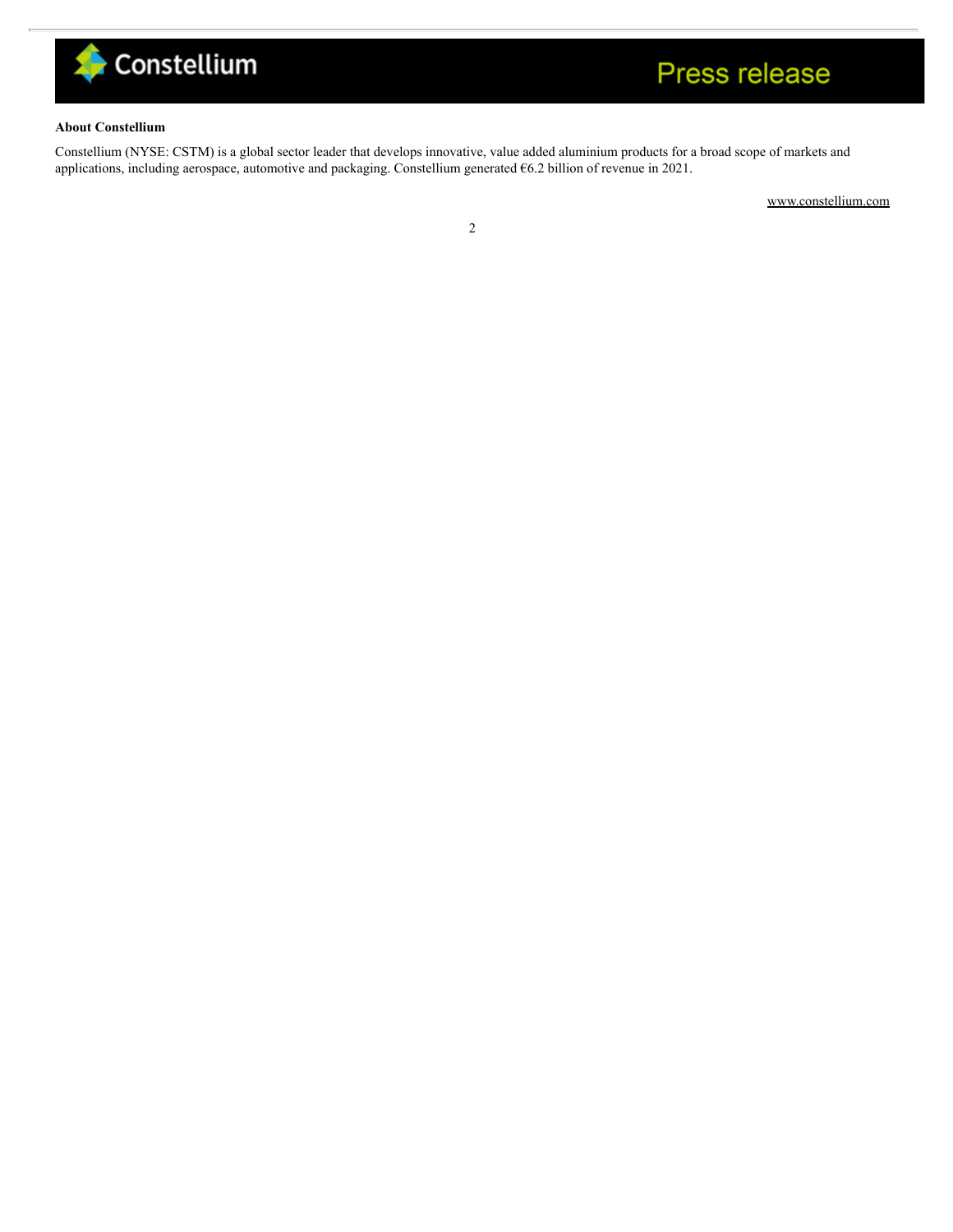**About Constellium**

Constellium (NYSE: CSTM) is a global sector leader that develops innovative, value added aluminium products for a broad scope of markets and applications, including aerospace, automotive and packaging. Constellium generated €6.2 billion of revenue in 2021.

www.constellium.com